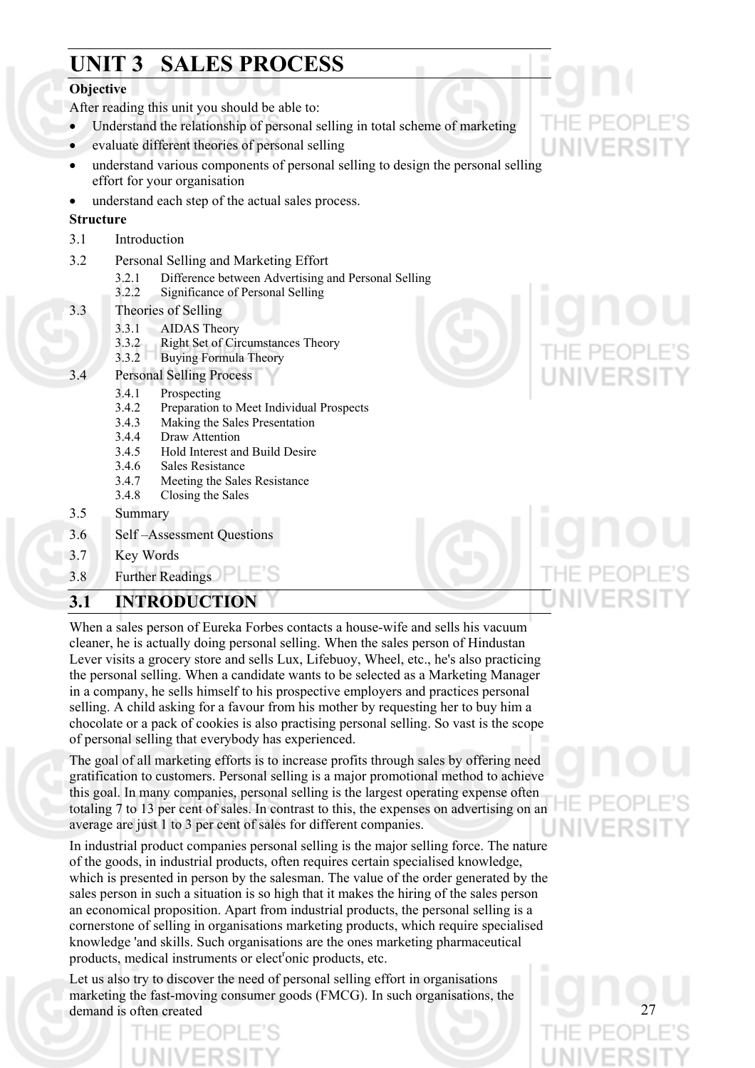# UNIT 3 SALES PROCESS

**Objective**

After reading this unit you should be able to:

- Understand the relationship of personal selling in total scheme of marketing
- evaluate different theories of personal selling
- understand various components of personal selling to design the personal selling effort for your organisation
- understand each step of the actual sales process.

**Structure**

3.1 Introduction

3.2 Personal Selling and Marketing Effort

- 3.2.1 Difference between Advertising and Personal Selling
- 3.2.2 Significance of Personal Selling

3.3 Theories of Selling

- 3.3.1 AIDAS Theory
- 3.3.2 Right Set of Circumstances Theory
- 3.3.2 Buying Formula Theory

3.4 Personal Selling Process

- 3.4.1 Prospecting
- 3.4.2 Preparation to Meet Individual Prospects
- 3.4.3 Making the Sales Presentation
- 3.4.4 Draw Attention
- 3.4.5 Hold Interest and Build Desire
- 3.4.6 Sales Resistance
- 3.4.7 Meeting the Sales Resistance
- 3.4.8 Closing the Sales

3.5 Summary

3.6 Self –Assessment Questions

3.7 Key Words

3.8 Further Readings

## 3.1 INTRODUCTION

When a sales person of Eureka Forbes contacts a house-wife and sells his vacuum cleaner, he is actually doing personal selling. When the sales person of Hindustan Lever visits a grocery store and sells Lux, Lifebuoy, Wheel, etc., he's also practicing the personal selling. When a candidate wants to be selected as a Marketing Manager in a company, he sells himself to his prospective employers and practices personal selling. A child asking for a favour from his mother by requesting her to buy him a chocolate or a pack of cookies is also practising personal selling. So vast is the scope of personal selling that everybody has experienced.

The goal of all marketing efforts is to increase profits through sales by offering need gratification to customers. Personal selling is a major promotional method to achieve this goal. In many companies, personal selling is the largest operating expense often totaling 7 to 13 per cent of sales. In contrast to this, the expenses on advertising on an average are just 1 to 3 per cent of sales for different companies.

In industrial product companies personal selling is the major selling force. The nature of the goods, in industrial products, often requires certain specialised knowledge, which is presented in person by the salesman. The value of the order generated by the sales person in such a situation is so high that it makes the hiring of the sales person an economical proposition. Apart from industrial products, the personal selling is a cornerstone of selling in organisations marketing products, which require specialised knowledge 'and skills. Such organisations are the ones marketing pharmaceutical products, medical instruments or elect'onic products, etc.

Let us also try to discover the need of personal selling effort in organisations marketing the fast-moving consumer goods (FMCG). In such organisations, the demand is often created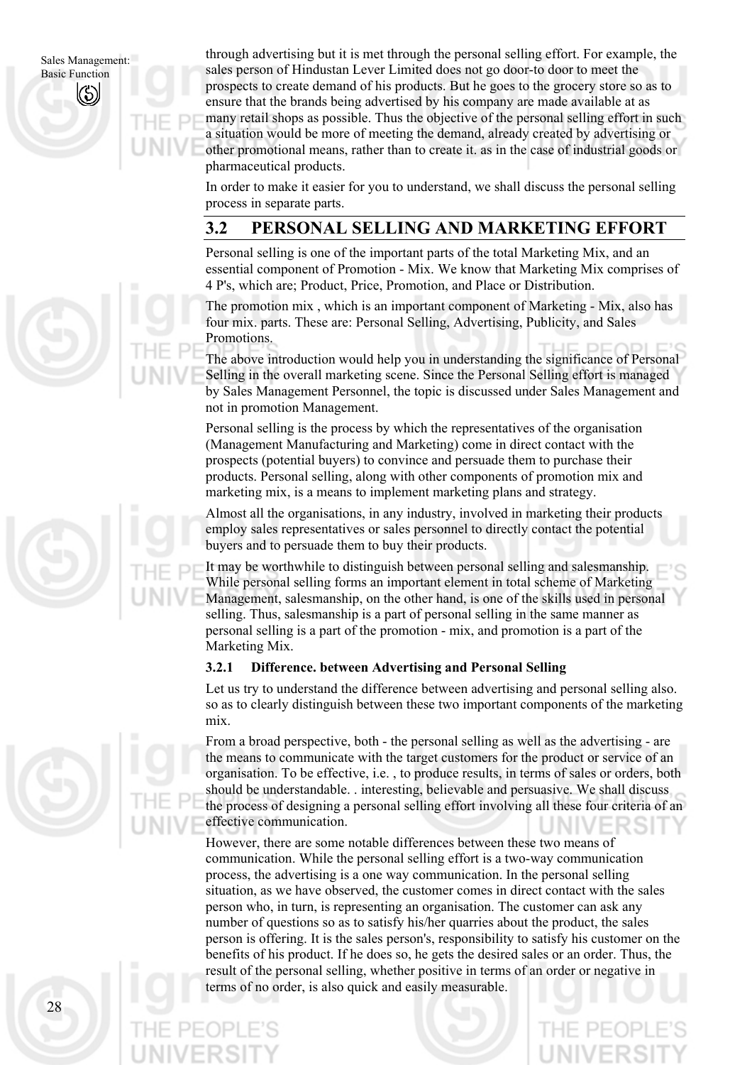through advertising but it is met through the personal selling effort. For example, the sales person of Hindustan Lever Limited does not go door-to door to meet the prospects to create demand of his products. But he goes to the grocery store so as to ensure that the brands being advertised by his company are made available at as many retail shops as possible. Thus the objective of the personal selling effort in such a situation would be more of meeting the demand, already created by advertising or other promotional means, rather than to create it. as in the case of industrial goods or pharmaceutical products.

In order to make it easier for you to understand, we shall discuss the personal selling process in separate parts.

## 3.2 PERSONAL SELLING AND MARKETING EFFORT

Personal selling is one of the important parts of the total Marketing Mix, and an essential component of Promotion - Mix. We know that Marketing Mix comprises of 4 P's, which are; Product, Price, Promotion, and Place or Distribution.

The promotion mix , which is an important component of Marketing - Mix, also has four mix. parts. These are: Personal Selling, Advertising, Publicity, and Sales Promotions.

The above introduction would help you in understanding the significance of Personal Selling in the overall marketing scene. Since the Personal Selling effort is managed by Sales Management Personnel, the topic is discussed under Sales Management and not in promotion Management.

Personal selling is the process by which the representatives of the organisation (Management Manufacturing and Marketing) come in direct contact with the prospects (potential buyers) to convince and persuade them to purchase their products. Personal selling, along with other components of promotion mix and marketing mix, is a means to implement marketing plans and strategy.

Almost all the organisations, in any industry, involved in marketing their products employ sales representatives or sales personnel to directly contact the potential buyers and to persuade them to buy their products.

It may be worthwhile to distinguish between personal selling and salesmanship. While personal selling forms an important element in total scheme of Marketing Management, salesmanship, on the other hand, is one of the skills used in personal selling. Thus, salesmanship is a part of personal selling in the same manner as personal selling is a part of the promotion - mix, and promotion is a part of the Marketing Mix.

### 3.2.1 Difference. between Advertising and Personal Selling

Let us try to understand the difference between advertising and personal selling also. so as to clearly distinguish between these two important components of the marketing mix.

From a broad perspective, both - the personal selling as well as the advertising - are the means to communicate with the target customers for the product or service of an organisation. To be effective, i.e. , to produce results, in terms of sales or orders, both should be understandable. . interesting, believable and persuasive. We shall discuss the process of designing a personal selling effort involving all these four criteria of an effective communication.

However, there are some notable differences between these two means of communication. While the personal selling effort is a two-way communication process, the advertising is a one way communication. In the personal selling situation, as we have observed, the customer comes in direct contact with the sales person who, in turn, is representing an organisation. The customer can ask any number of questions so as to satisfy his/her quarries about the product, the sales person is offering. It is the sales person's, responsibility to satisfy his customer on the benefits of his product. If he does so, he gets the desired sales or an order. Thus, the result of the personal selling, whether positive in terms of an order or negative in terms of no order, is also quick and easily measurable.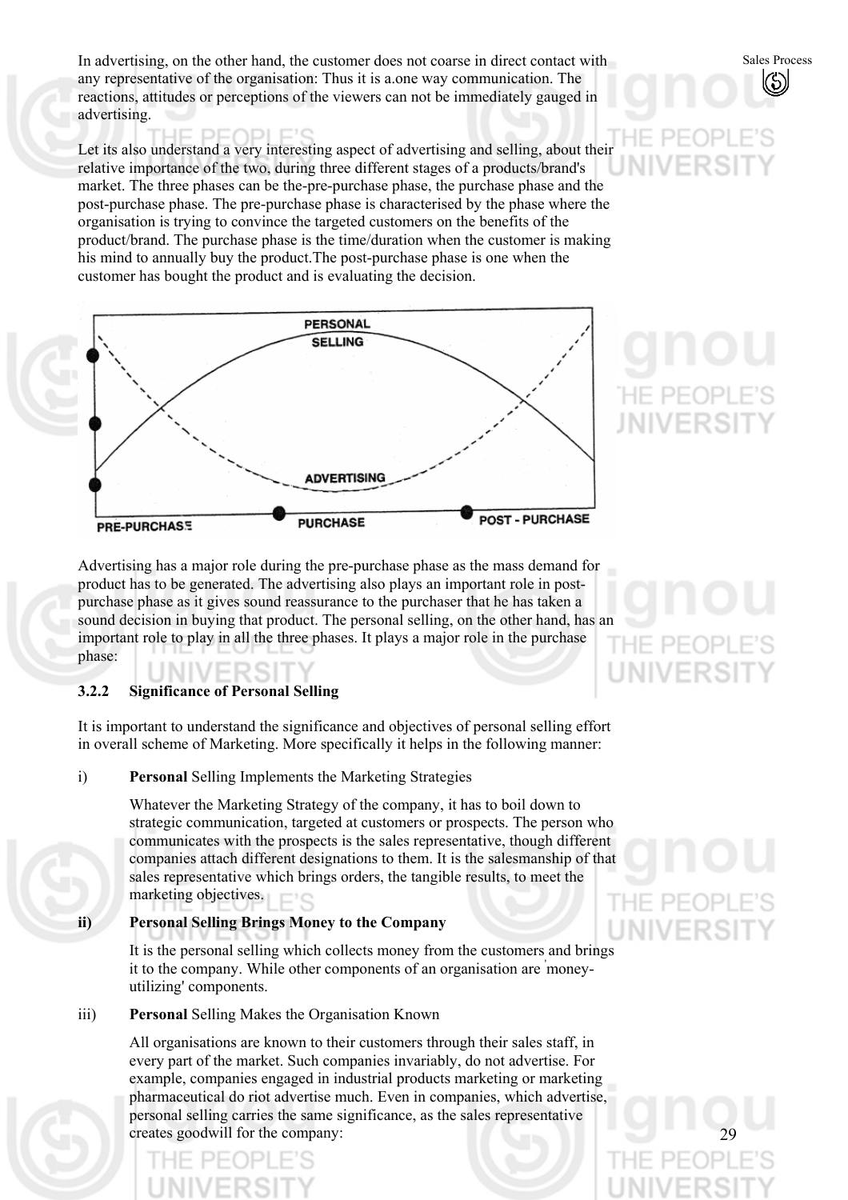In advertising, on the other hand, the customer does not coarse in direct contact with any representative of the organisation: Thus it is a.one way communication. The reactions, attitudes or perceptions of the viewers can not be immediately gauged in advertising.

Let its also understand a very interesting aspect of advertising and selling, about their relative importance of the two, during three different stages of a products/brand's market. The three phases can be the-pre-purchase phase, the purchase phase and the post-purchase phase. The pre-purchase phase is characterised by the phase where the organisation is trying to convince the targeted customers on the benefits of the product/brand. The purchase phase is the time/duration when the customer is making his mind to annually buy the product.The post-purchase phase is one when the customer has bought the product and is evaluating the decision.

PERSONAL SELLING

ADVERTISING

PRE-PURCHASE

PURCHASE

POST - PURCHASE

Advertising has a major role during the pre-purchase phase as the mass demand for product has to be generated. The advertising also plays an important role in post-purchase phase as it gives sound reassurance to the purchaser that he has taken a sound decision in buying that product. The personal selling, on the other hand, has an important role to play in all the three phases. It plays a major role in the purchase phase:

### 3.2.2 Significance of Personal Selling

It is important to understand the significance and objectives of personal selling effort in overall scheme of Marketing. More specifically it helps in the following manner:

i) **Personal** Selling Implements the Marketing Strategies

   Whatever the Marketing Strategy of the company, it has to boil down to strategic communication, targeted at customers or prospects. The person who communicates with the prospects is the sales representative, though different companies attach different designations to them. It is the salesmanship of that sales representative which brings orders, the tangible results, to meet the marketing objectives.

ii) **Personal Selling Brings Money to the Company**

   It is the personal selling which collects money from the customers and brings it to the company. While other components of an organisation are 'money-utilizing' components.

iii) **Personal** Selling Makes the Organisation Known

   All organisations are known to their customers through their sales staff, in every part of the market. Such companies invariably, do not advertise. For example, companies engaged in industrial products marketing or marketing pharmaceutical do riot advertise much. Even in companies, which advertise, personal selling carries the same significance, as the sales representative creates goodwill for the company: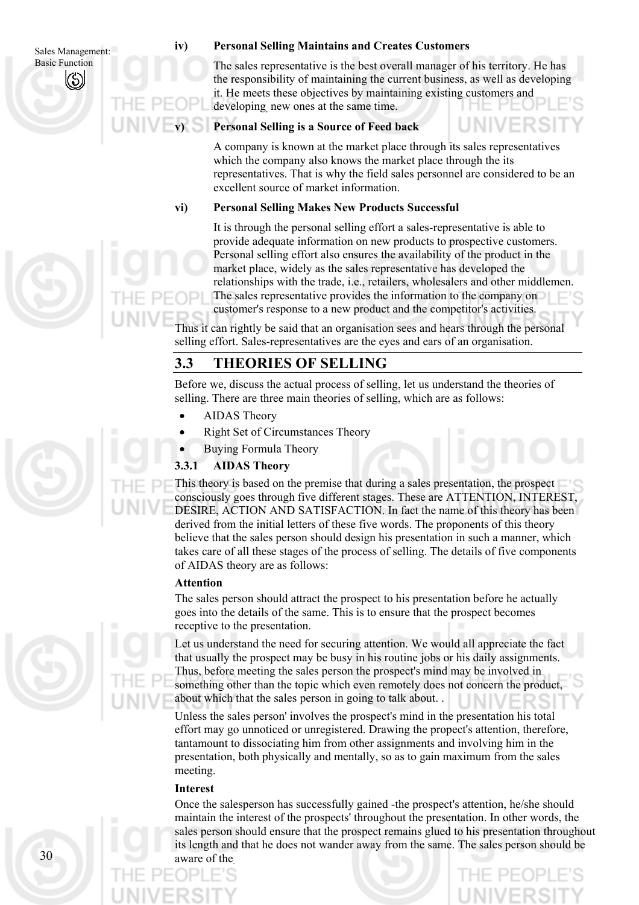**iv) Personal Selling Maintains and Creates Customers**

The sales representative is the best overall manager of his territory. He has the responsibility of maintaining the current business, as well as developing it. He meets these objectives by maintaining existing customers and developing, new ones at the same time.

**v) Personal Selling is a Source of Feed back**

A company is known at the market place through its sales representatives which the company also knows the market place through the its representatives. That is why the field sales personnel are considered to be an excellent source of market information.

**vi) Personal Selling Makes New Products Successful**

It is through the personal selling effort a sales-representative is able to provide adequate information on new products to prospective customers. Personal selling effort also ensures the availability of the product in the market place, widely as the sales representative has developed the relationships with the trade, i.e., retailers, wholesalers and other middlemen. The sales representative provides the information to the company on customer's response to a new product and the competitor's activities.

Thus it can rightly be said that an organisation sees and hears through the personal selling effort. Sales-representatives are the eyes and ears of an organisation.

## 3.3 THEORIES OF SELLING

Before we, discuss the actual process of selling, let us understand the theories of selling. There are three main theories of selling, which are as follows:

- AIDAS Theory
- Right Set of Circumstances Theory
- Buying Formula Theory

### 3.3.1 AIDAS Theory

This theory is based on the premise that during a sales presentation, the prospect consciously goes through five different stages. These are ATTENTION, INTEREST, DESIRE, ACTION AND SATISFACTION. In fact the name of this theory has been derived from the initial letters of these five words. The proponents of this theory believe that the sales person should design his presentation in such a manner, which takes care of all these stages of the process of selling. The details of five components of AIDAS theory are as follows:

**Attention**

The sales person should attract the prospect to his presentation before he actually goes into the details of the same. This is to ensure that the prospect becomes receptive to the presentation.

Let us understand the need for securing attention. We would all appreciate the fact that usually the prospect may be busy in his routine jobs or his daily assignments. Thus, before meeting the sales person the prospect's mind may be involved in something other than the topic which even remotely does not concern the product, about which that the sales person in going to talk about. .

Unless the sales person' involves the prospect's mind in the presentation his total effort may go unnoticed or unregistered. Drawing the prospect's attention, therefore, tantamount to dissociating him from other assignments and involving him in the presentation, both physically and mentally, so as to gain maximum from the sales meeting.

**Interest**

Once the salesperson has successfully gained -the prospect's attention, he/she should maintain the interest of the prospects' throughout the presentation. In other words, the sales person should ensure that the prospect remains glued to his presentation throughout its length and that he does not wander away from the same. The sales person should be aware of the,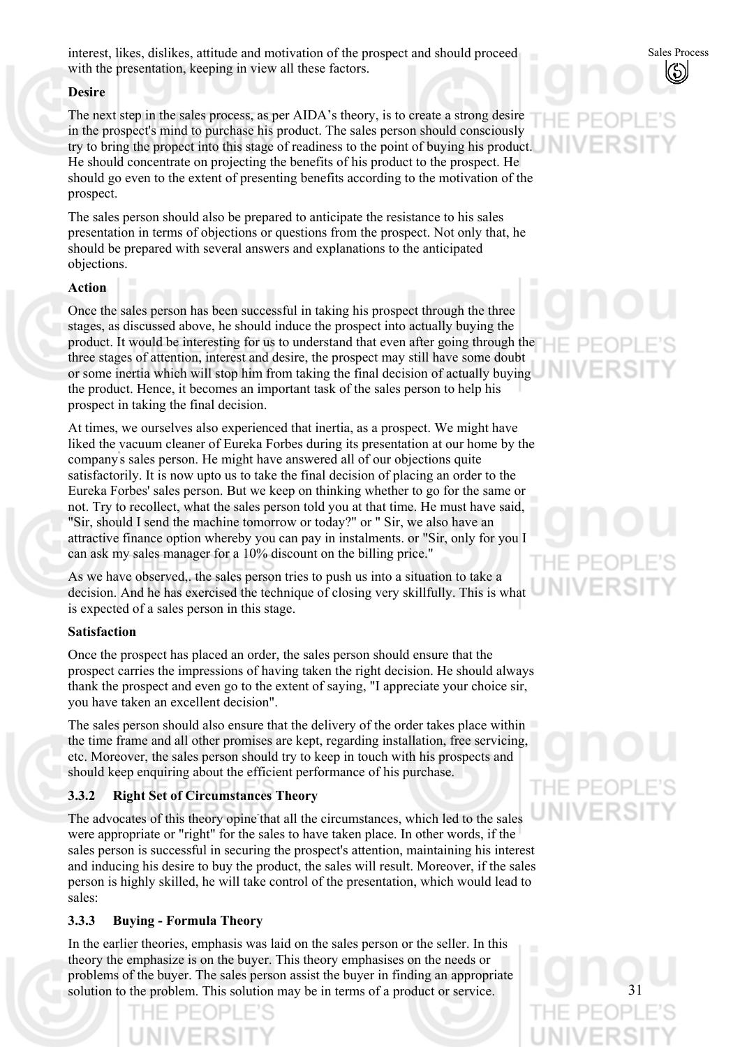interest, likes, dislikes, attitude and motivation of the prospect and should proceed with the presentation, keeping in view all these factors.

**Desire**

The next step in the sales process, as per AIDA's theory, is to create a strong desire in the prospect's mind to purchase his product. The sales person should consciously try to bring the propect into this stage of readiness to the point of buying his product. He should concentrate on projecting the benefits of his product to the prospect. He should go even to the extent of presenting benefits according to the motivation of the prospect.

The sales person should also be prepared to anticipate the resistance to his sales presentation in terms of objections or questions from the prospect. Not only that, he should be prepared with several answers and explanations to the anticipated objections.

**Action**

Once the sales person has been successful in taking his prospect through the three stages, as discussed above, he should induce the prospect into actually buying the product. It would be interesting for us to understand that even after going through the three stages of attention, interest and desire, the prospect may still have some doubt or some inertia which will stop him from taking the final decision of actually buying the product. Hence, it becomes an important task of the sales person to help his prospect in taking the final decision.

At times, we ourselves also experienced that inertia, as a prospect. We might have liked the vacuum cleaner of Eureka Forbes during its presentation at our home by the company's sales person. He might have answered all of our objections quite satisfactorily. It is now upto us to take the final decision of placing an order to the Eureka Forbes' sales person. But we keep on thinking whether to go for the same or not. Try to recollect, what the sales person told you at that time. He must have said, "Sir, should I send the machine tomorrow or today?" or " Sir, we also have an attractive finance option whereby you can pay in instalments. or "Sir, only for you I can ask my sales manager for a 10% discount on the billing price."

As we have observed,. the sales person tries to push us into a situation to take a decision. And he has exercised the technique of closing very skillfully. This is what is expected of a sales person in this stage.

**Satisfaction**

Once the prospect has placed an order, the sales person should ensure that the prospect carries the impressions of having taken the right decision. He should always thank the prospect and even go to the extent of saying, "I appreciate your choice sir, you have taken an excellent decision".

The sales person should also ensure that the delivery of the order takes place within the time frame and all other promises are kept, regarding installation, free servicing, etc. Moreover, the sales person should try to keep in touch with his prospects and should keep enquiring about the efficient performance of his purchase.

### 3.3.2 Right Set of Circumstances Theory

The advocates of this theory opine that all the circumstances, which led to the sales were appropriate or "right" for the sales to have taken place. In other words, if the sales person is successful in securing the prospect's attention, maintaining his interest and inducing his desire to buy the product, the sales will result. Moreover, if the sales person is highly skilled, he will take control of the presentation, which would lead to sales:

### 3.3.3 Buying - Formula Theory

In the earlier theories, emphasis was laid on the sales person or the seller. In this theory the emphasize is on the buyer. This theory emphasises on the needs or problems of the buyer. The sales person assist the buyer in finding an appropriate solution to the problem. This solution may be in terms of a product or service.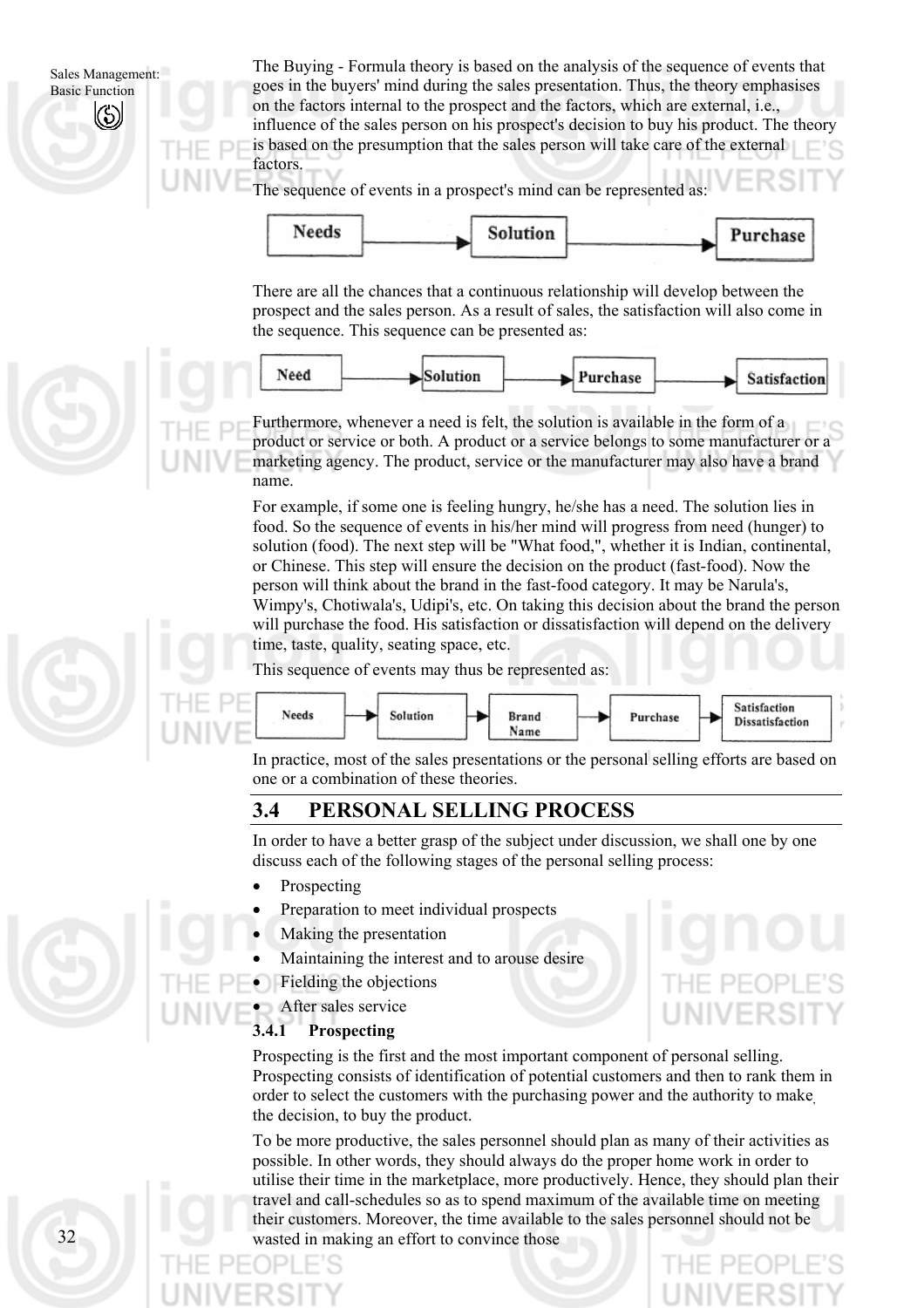The Buying - Formula theory is based on the analysis of the sequence of events that goes in the buyers' mind during the sales presentation. Thus, the theory emphasises on the factors internal to the prospect and the factors, which are external, i.e., influence of the sales person on his prospect's decision to buy his product. The theory is based on the presumption that the sales person will take care of the external factors.

The sequence of events in a prospect's mind can be represented as:

Needs → Solution → Purchase

There are all the chances that a continuous relationship will develop between the prospect and the sales person. As a result of sales, the satisfaction will also come in the sequence. This sequence can be presented as:

Need → Solution → Purchase → Satisfaction

Furthermore, whenever a need is felt, the solution is available in the form of a product or service or both. A product or a service belongs to some manufacturer or a marketing agency. The product, service or the manufacturer may also have a brand name.

For example, if some one is feeling hungry, he/she has a need. The solution lies in food. So the sequence of events in his/her mind will progress from need (hunger) to solution (food). The next step will be "What food,", whether it is Indian, continental, or Chinese. This step will ensure the decision on the product (fast-food). Now the person will think about the brand in the fast-food category. It may be Narula's, Wimpy's, Chotiwala's, Udipi's, etc. On taking this decision about the brand the person will purchase the food. His satisfaction or dissatisfaction will depend on the delivery time, taste, quality, seating space, etc.

This sequence of events may thus be represented as:

Needs → Solution → Brand Name → Purchase → Satisfaction Dissatisfaction

In practice, most of the sales presentations or the personal selling efforts are based on one or a combination of these theories.

## 3.4 PERSONAL SELLING PROCESS

In order to have a better grasp of the subject under discussion, we shall one by one discuss each of the following stages of the personal selling process:

- Prospecting
- Preparation to meet individual prospects
- Making the presentation
- Maintaining the interest and to arouse desire
- Fielding the objections
- After sales service

### 3.4.1 Prospecting

Prospecting is the first and the most important component of personal selling. Prospecting consists of identification of potential customers and then to rank them in order to select the customers with the purchasing power and the authority to make the decision, to buy the product.

To be more productive, the sales personnel should plan as many of their activities as possible. In other words, they should always do the proper home work in order to utilise their time in the marketplace, more productively. Hence, they should plan their travel and call-schedules so as to spend maximum of the available time on meeting their customers. Moreover, the time available to the sales personnel should not be wasted in making an effort to convince those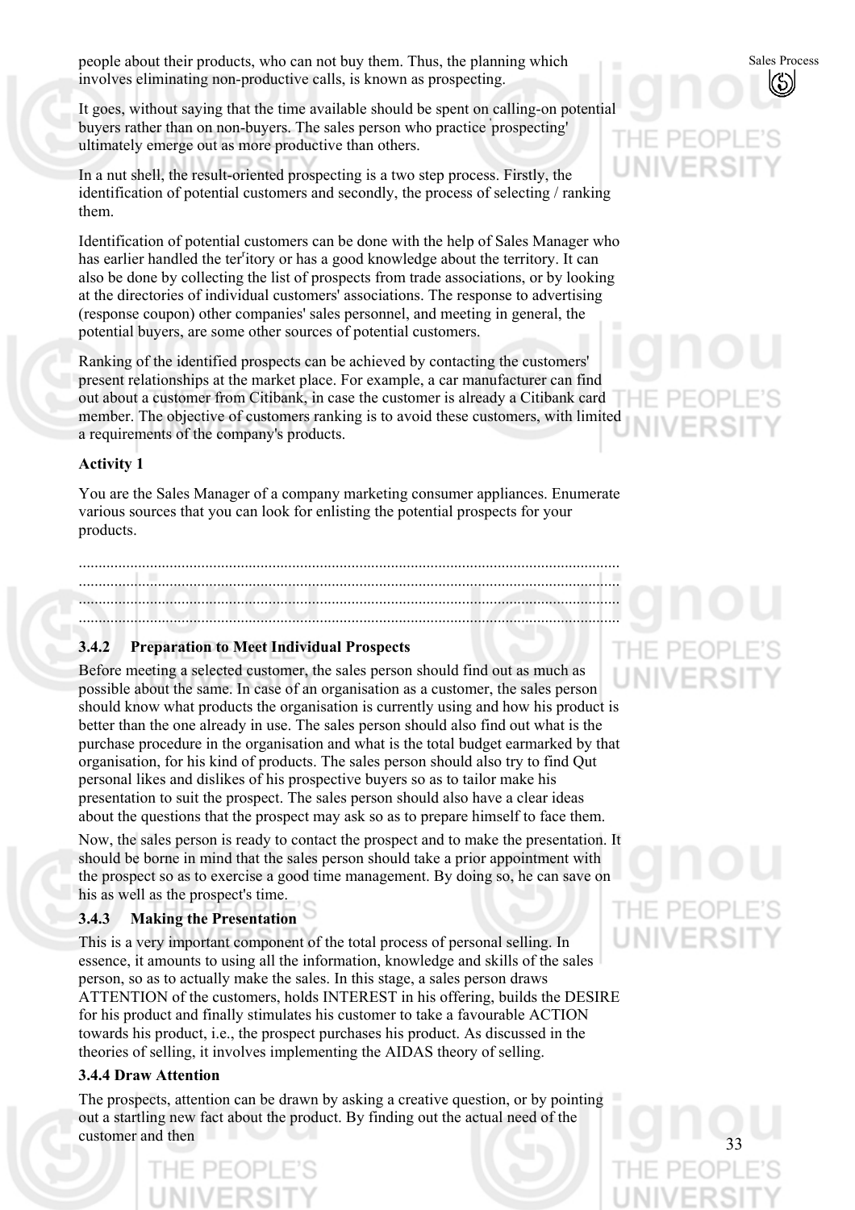people about their products, who can not buy them. Thus, the planning which involves eliminating non-productive calls, is known as prospecting.

It goes, without saying that the time available should be spent on calling-on potential buyers rather than on non-buyers. The sales person who practice 'prospecting' ultimately emerge out as more productive than others.

In a nut shell, the result-oriented prospecting is a two step process. Firstly, the identification of potential customers and secondly, the process of selecting / ranking them.

Identification of potential customers can be done with the help of Sales Manager who has earlier handled the territory or has a good knowledge about the territory. It can also be done by collecting the list of prospects from trade associations, or by looking at the directories of individual customers' associations. The response to advertising (response coupon) other companies' sales personnel, and meeting in general, the potential buyers, are some other sources of potential customers.

Ranking of the identified prospects can be achieved by contacting the customers' present relationships at the market place. For example, a car manufacturer can find out about a customer from Citibank, in case the customer is already a Citibank card member. The objective of customers ranking is to avoid these customers, with limited a requirements of the company's products.

**Activity 1**

You are the Sales Manager of a company marketing consumer appliances. Enumerate various sources that you can look for enlisting the potential prospects for your products.

.......................................................................................................................................
.......................................................................................................................................
.......................................................................................................................................
.......................................................................................................................................

### 3.4.2 Preparation to Meet Individual Prospects

Before meeting a selected customer, the sales person should find out as much as possible about the same. In case of an organisation as a customer, the sales person should know what products the organisation is currently using and how his product is better than the one already in use. The sales person should also find out what is the purchase procedure in the organisation and what is the total budget earmarked by that organisation, for his kind of products. The sales person should also try to find Qut personal likes and dislikes of his prospective buyers so as to tailor make his presentation to suit the prospect. The sales person should also have a clear ideas about the questions that the prospect may ask so as to prepare himself to face them.

Now, the sales person is ready to contact the prospect and to make the presentation. It should be borne in mind that the sales person should take a prior appointment with the prospect so as to exercise a good time management. By doing so, he can save on his as well as the prospect's time.

### 3.4.3 Making the Presentation

This is a very important component of the total process of personal selling. In essence, it amounts to using all the information, knowledge and skills of the sales person, so as to actually make the sales. In this stage, a sales person draws ATTENTION of the customers, holds INTEREST in his offering, builds the DESIRE for his product and finally stimulates his customer to take a favourable ACTION towards his product, i.e., the prospect purchases his product. As discussed in the theories of selling, it involves implementing the AIDAS theory of selling.

### 3.4.4 Draw Attention

The prospects, attention can be drawn by asking a creative question, or by pointing out a startling new fact about the product. By finding out the actual need of the customer and then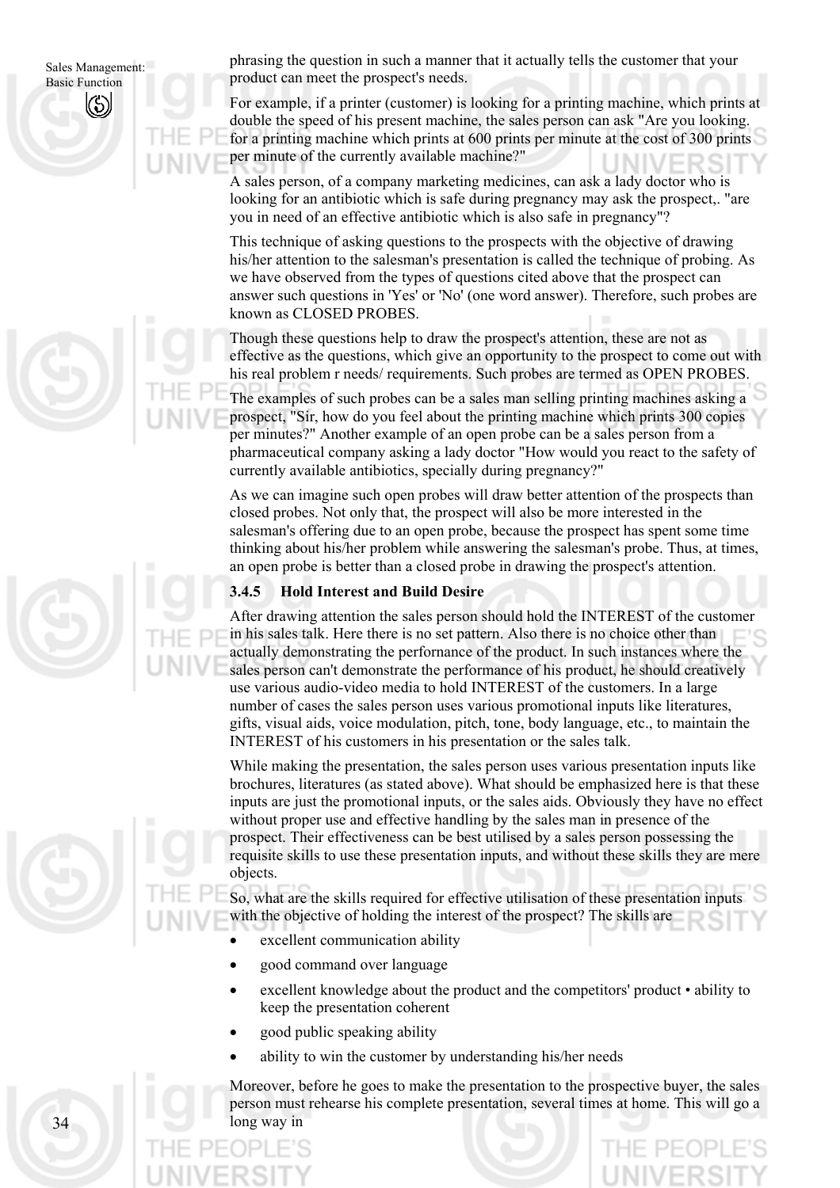phrasing the question in such a manner that it actually tells the customer that your product can meet the prospect's needs.

For example, if a printer (customer) is looking for a printing machine, which prints at double the speed of his present machine, the sales person can ask "Are you looking. for a printing machine which prints at 600 prints per minute at the cost of 300 prints per minute of the currently available machine?"

A sales person, of a company marketing medicines, can ask a lady doctor who is looking for an antibiotic which is safe during pregnancy may ask the prospect,. "are you in need of an effective antibiotic which is also safe in pregnancy"?

This technique of asking questions to the prospects with the objective of drawing his/her attention to the salesman's presentation is called the technique of probing. As we have observed from the types of questions cited above that the prospect can answer such questions in 'Yes' or 'No' (one word answer). Therefore, such probes are known as CLOSED PROBES.

Though these questions help to draw the prospect's attention, these are not as effective as the questions, which give an opportunity to the prospect to come out with his real problem r needs/ requirements. Such probes are termed as OPEN PROBES.

The examples of such probes can be a sales man selling printing machines asking a prospect, "Sir, how do you feel about the printing machine which prints 300 copies per minutes?" Another example of an open probe can be a sales person from a pharmaceutical company asking a lady doctor "How would you react to the safety of currently available antibiotics, specially during pregnancy?"

As we can imagine such open probes will draw better attention of the prospects than closed probes. Not only that, the prospect will also be more interested in the salesman's offering due to an open probe, because the prospect has spent some time thinking about his/her problem while answering the salesman's probe. Thus, at times, an open probe is better than a closed probe in drawing the prospect's attention.

### 3.4.5 Hold Interest and Build Desire

After drawing attention the sales person should hold the INTEREST of the customer in his sales talk. Here there is no set pattern. Also there is no choice other than actually demonstrating the perfornance of the product. In such instances where the sales person can't demonstrate the performance of his product, he should creatively use various audio-video media to hold INTEREST of the customers. In a large number of cases the sales person uses various promotional inputs like literatures, gifts, visual aids, voice modulation, pitch, tone, body language, etc., to maintain the INTEREST of his customers in his presentation or the sales talk.

While making the presentation, the sales person uses various presentation inputs like brochures, literatures (as stated above). What should be emphasized here is that these inputs are just the promotional inputs, or the sales aids. Obviously they have no effect without proper use and effective handling by the sales man in presence of the prospect. Their effectiveness can be best utilised by a sales person possessing the requisite skills to use these presentation inputs, and without these skills they are mere objects.

So, what are the skills required for effective utilisation of these presentation inputs with the objective of holding the interest of the prospect? The skills are

- excellent communication ability
- good command over language
- excellent knowledge about the product and the competitors' product • ability to keep the presentation coherent
- good public speaking ability
- ability to win the customer by understanding his/her needs

Moreover, before he goes to make the presentation to the prospective buyer, the sales person must rehearse his complete presentation, several times at home. This will go a long way in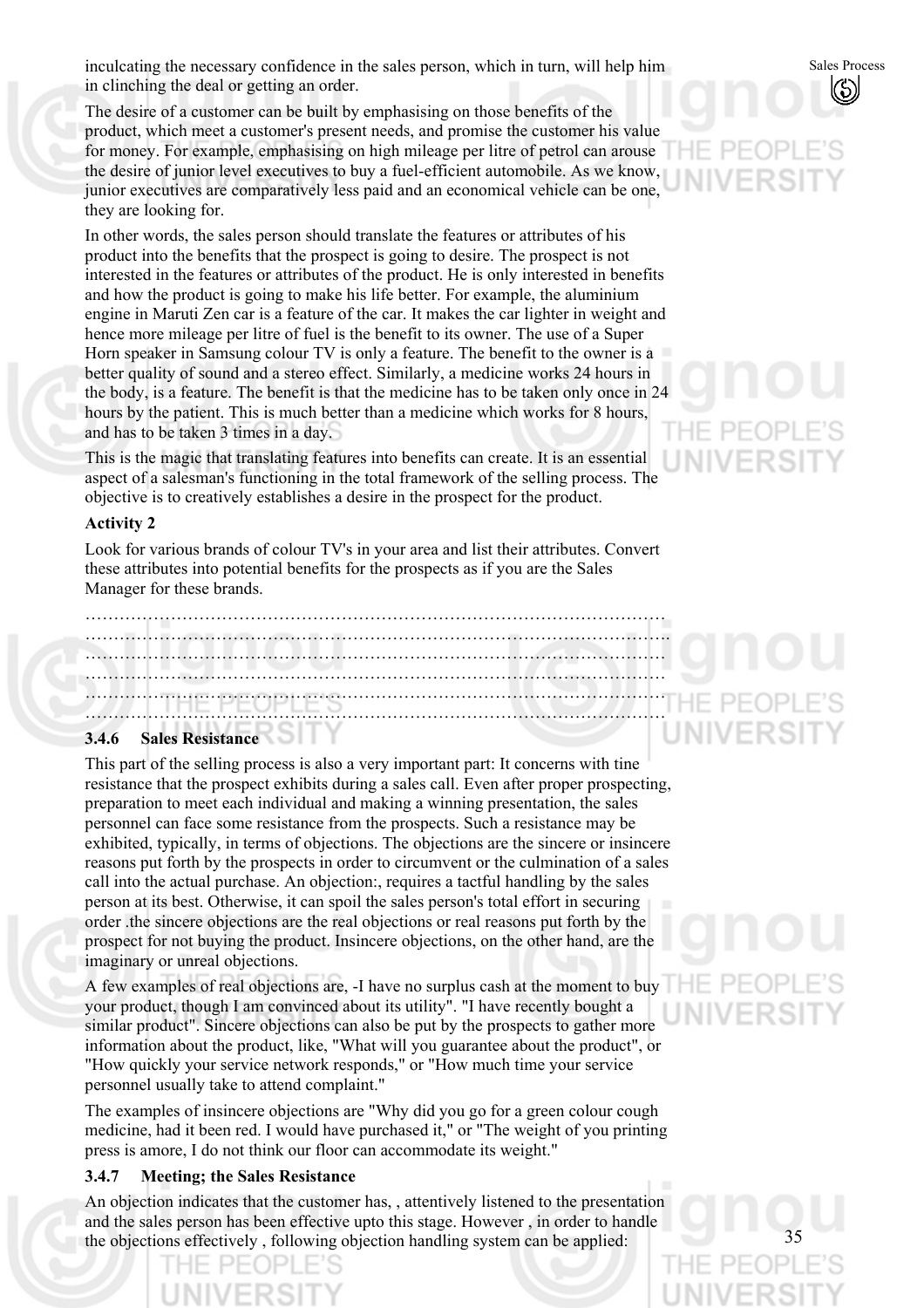inculcating the necessary confidence in the sales person, which in turn, will help him in clinching the deal or getting an order.

The desire of a customer can be built by emphasising on those benefits of the product, which meet a customer's present needs, and promise the customer his value for money. For example, emphasising on high mileage per litre of petrol can arouse the desire of junior level executives to buy a fuel-efficient automobile. As we know, junior executives are comparatively less paid and an economical vehicle can be one, they are looking for.

In other words, the sales person should translate the features or attributes of his product into the benefits that the prospect is going to desire. The prospect is not interested in the features or attributes of the product. He is only interested in benefits and how the product is going to make his life better. For example, the aluminium engine in Maruti Zen car is a feature of the car. It makes the car lighter in weight and hence more mileage per litre of fuel is the benefit to its owner. The use of a Super Horn speaker in Samsung colour TV is only a feature. The benefit to the owner is a better quality of sound and a stereo effect. Similarly, a medicine works 24 hours in the body, is a feature. The benefit is that the medicine has to be taken only once in 24 hours by the patient. This is much better than a medicine which works for 8 hours, and has to be taken 3 times in a day.

This is the magic that translating features into benefits can create. It is an essential aspect of a salesman's functioning in the total framework of the selling process. The objective is to creatively establishes a desire in the prospect for the product.

**Activity 2**

Look for various brands of colour TV's in your area and list their attributes. Convert these attributes into potential benefits for the prospects as if you are the Sales Manager for these brands.

…………………………………………………………………………………………
…………………………………………………………………………………………
…………………………………………………………………………………………
…………………………………………………………………………………………
…………………………………………………………………………………………
…………………………………………………………………………………………

### 3.4.6 Sales Resistance

This part of the selling process is also a very important part: It concerns with tine resistance that the prospect exhibits during a sales call. Even after proper prospecting, preparation to meet each individual and making a winning presentation, the sales personnel can face some resistance from the prospects. Such a resistance may be exhibited, typically, in terms of objections. The objections are the sincere or insincere reasons put forth by the prospects in order to circumvent or the culmination of a sales call into the actual purchase. An objection:, requires a tactful handling by the sales person at its best. Otherwise, it can spoil the sales person's total effort in securing order .the sincere objections are the real objections or real reasons put forth by the prospect for not buying the product. Insincere objections, on the other hand, are the imaginary or unreal objections.

A few examples of real objections are, -I have no surplus cash at the moment to buy your product, though I am convinced about its utility". "I have recently bought a similar product". Sincere objections can also be put by the prospects to gather more information about the product, like, "What will you guarantee about the product", or "How quickly your service network responds," or "How much time your service personnel usually take to attend complaint."

The examples of insincere objections are "Why did you go for a green colour cough medicine, had it been red. I would have purchased it," or "The weight of you printing press is amore, I do not think our floor can accommodate its weight."

### 3.4.7 Meeting; the Sales Resistance

An objection indicates that the customer has, , attentively listened to the presentation and the sales person has been effective upto this stage. However , in order to handle the objections effectively , following objection handling system can be applied: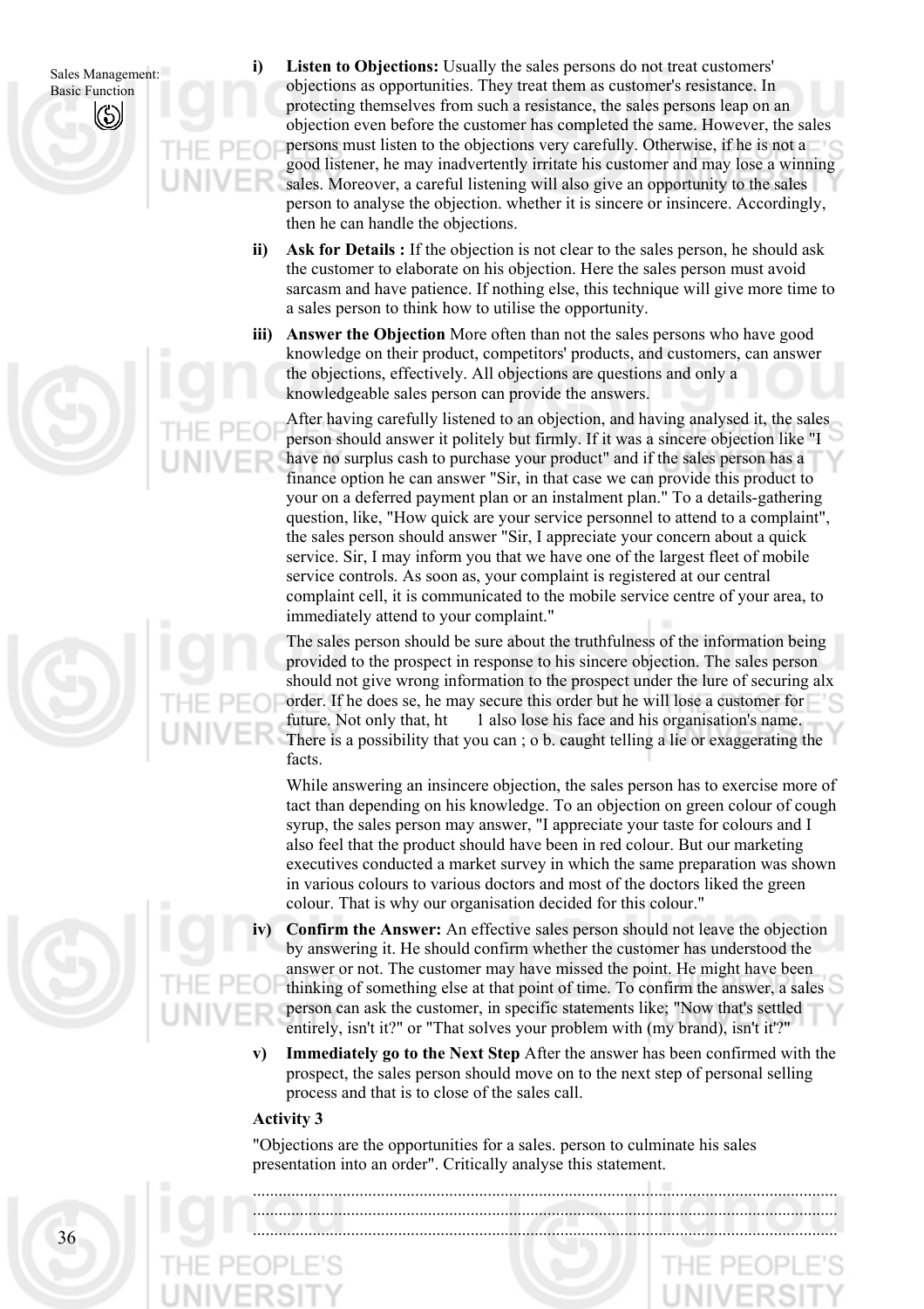i) **Listen to Objections:** Usually the sales persons do not treat customers' objections as opportunities. They treat them as customer's resistance. In protecting themselves from such a resistance, the sales persons leap on an objection even before the customer has completed the same. However, the sales persons must listen to the objections very carefully. Otherwise, if he is not a good listener, he may inadvertently irritate his customer and may lose a winning sales. Moreover, a careful listening will also give an opportunity to the sales person to analyse the objection. whether it is sincere or insincere. Accordingly, then he can handle the objections.

ii) **Ask for Details :** If the objection is not clear to the sales person, he should ask the customer to elaborate on his objection. Here the sales person must avoid sarcasm and have patience. If nothing else, this technique will give more time to a sales person to think how to utilise the opportunity.

iii) **Answer the Objection** More often than not the sales persons who have good knowledge on their product, competitors' products, and customers, can answer the objections, effectively. All objections are questions and only a knowledgeable sales person can provide the answers.

After having carefully listened to an objection, and having analysed it, the sales person should answer it politely but firmly. If it was a sincere objection like "I have no surplus cash to purchase your product" and if the sales person has a finance option he can answer "Sir, in that case we can provide this product to your on a deferred payment plan or an instalment plan." To a details-gathering question, like, "How quick are your service personnel to attend to a complaint", the sales person should answer "Sir, I appreciate your concern about a quick service. Sir, I may inform you that we have one of the largest fleet of mobile service controls. As soon as, your complaint is registered at our central complaint cell, it is communicated to the mobile service centre of your area, to immediately attend to your complaint."

The sales person should be sure about the truthfulness of the information being provided to the prospect in response to his sincere objection. The sales person should not give wrong information to the prospect under the lure of securing alx order. If he does se, he may secure this order but he will lose a customer for future. Not only that, ht 1 also lose his face and his organisation's name. There is a possibility that you can ; o b. caught telling a lie or exaggerating the facts.

While answering an insincere objection, the sales person has to exercise more of tact than depending on his knowledge. To an objection on green colour of cough syrup, the sales person may answer, "I appreciate your taste for colours and I also feel that the product should have been in red colour. But our marketing executives conducted a market survey in which the same preparation was shown in various colours to various doctors and most of the doctors liked the green colour. That is why our organisation decided for this colour."

iv) **Confirm the Answer:** An effective sales person should not leave the objection by answering it. He should confirm whether the customer has understood the answer or not. The customer may have missed the point. He might have been thinking of something else at that point of time. To confirm the answer, a sales person can ask the customer, in specific statements like; "Now that's settled entirely, isn't it?" or "That solves your problem with (my brand), isn't it'?"

v) **Immediately go to the Next Step** After the answer has been confirmed with the prospect, the sales person should move on to the next step of personal selling process and that is to close of the sales call.

**Activity 3**

"Objections are the opportunities for a sales. person to culminate his sales presentation into an order". Critically analyse this statement.

..............................................................................................................................
..............................................................................................................................
..............................................................................................................................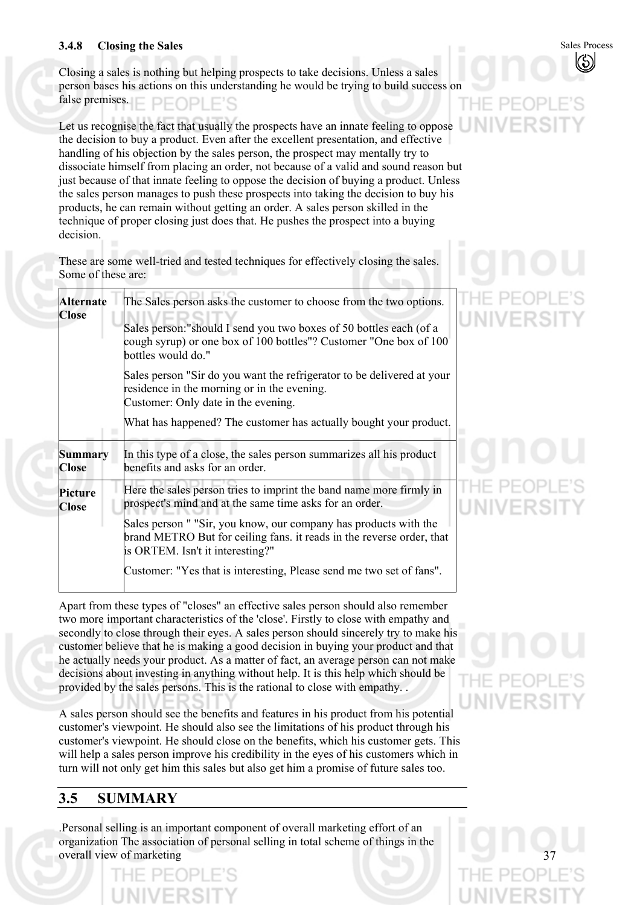### 3.4.8 Closing the Sales

Closing a sales is nothing but helping prospects to take decisions. Unless a sales person bases his actions on this understanding he would be trying to build success on false premises.

Let us recognise the fact that usually the prospects have an innate feeling to oppose the decision to buy a product. Even after the excellent presentation, and effective handling of his objection by the sales person, the prospect may mentally try to dissociate himself from placing an order, not because of a valid and sound reason but just because of that innate feeling to oppose the decision of buying a product. Unless the sales person manages to push these prospects into taking the decision to buy his products, he can remain without getting an order. A sales person skilled in the technique of proper closing just does that. He pushes the prospect into a buying decision.

These are some well-tried and tested techniques for effectively closing the sales. Some of these are:

| | |
|---|---|
| **Alternate Close** | The Sales person asks the customer to choose from the two options.<br><br>Sales person:"should I send you two boxes of 50 bottles each (of a cough syrup) or one box of 100 bottles"? Customer "One box of 100 bottles would do."<br><br>Sales person "Sir do you want the refrigerator to be delivered at your residence in the morning or in the evening.<br>Customer: Only date in the evening.<br><br>What has happened? The customer has actually bought your product. |
| **Summary Close** | In this type of a close, the sales person summarizes all his product benefits and asks for an order. |
| **Picture Close** | Here the sales person tries to imprint the band name more firmly in prospect's mind and at the same time asks for an order.<br><br>Sales person " "Sir, you know, our company has products with the brand METRO But for ceiling fans. it reads in the reverse order, that is ORTEM. Isn't it interesting?"<br><br>Customer: "Yes that is interesting, Please send me two set of fans". |

Apart from these types of "closes" an effective sales person should also remember two more important characteristics of the 'close'. Firstly to close with empathy and secondly to close through their eyes. A sales person should sincerely try to make his customer believe that he is making a good decision in buying your product and that he actually needs your product. As a matter of fact, an average person can not make decisions about investing in anything without help. It is this help which should be provided by the sales persons. This is the rational to close with empathy. .

A sales person should see the benefits and features in his product from his potential customer's viewpoint. He should also see the limitations of his product through his customer's viewpoint. He should close on the benefits, which his customer gets. This will help a sales person improve his credibility in the eyes of his customers which in turn will not only get him this sales but also get him a promise of future sales too.

## 3.5 SUMMARY

.Personal selling is an important component of overall marketing effort of an organization The association of personal selling in total scheme of things in the overall view of marketing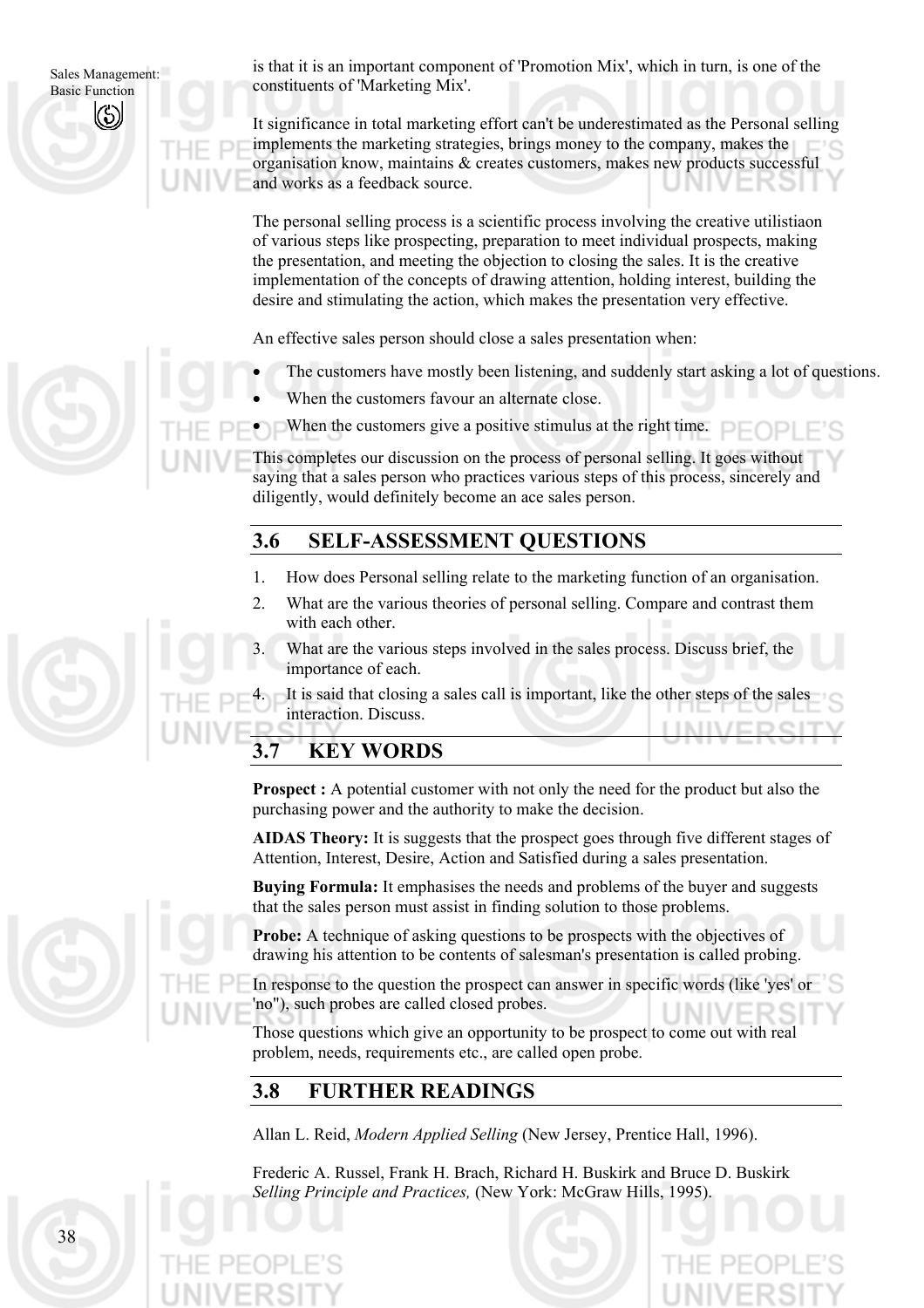is that it is an important component of 'Promotion Mix', which in turn, is one of the constituents of 'Marketing Mix'.

It significance in total marketing effort can't be underestimated as the Personal selling implements the marketing strategies, brings money to the company, makes the organisation know, maintains & creates customers, makes new products successful and works as a feedback source.

The personal selling process is a scientific process involving the creative utilistiaon of various steps like prospecting, preparation to meet individual prospects, making the presentation, and meeting the objection to closing the sales. It is the creative implementation of the concepts of drawing attention, holding interest, building the desire and stimulating the action, which makes the presentation very effective.

An effective sales person should close a sales presentation when:

- The customers have mostly been listening, and suddenly start asking a lot of questions.
- When the customers favour an alternate close.
- When the customers give a positive stimulus at the right time.

This completes our discussion on the process of personal selling. It goes without saying that a sales person who practices various steps of this process, sincerely and diligently, would definitely become an ace sales person.

## 3.6 SELF-ASSESSMENT QUESTIONS

1. How does Personal selling relate to the marketing function of an organisation.
2. What are the various theories of personal selling. Compare and contrast them with each other.
3. What are the various steps involved in the sales process. Discuss brief, the importance of each.
4. It is said that closing a sales call is important, like the other steps of the sales interaction. Discuss.

## 3.7 KEY WORDS

**Prospect :** A potential customer with not only the need for the product but also the purchasing power and the authority to make the decision.

**AIDAS Theory:** It is suggests that the prospect goes through five different stages of Attention, Interest, Desire, Action and Satisfied during a sales presentation.

**Buying Formula:** It emphasises the needs and problems of the buyer and suggests that the sales person must assist in finding solution to those problems.

**Probe:** A technique of asking questions to be prospects with the objectives of drawing his attention to be contents of salesman's presentation is called probing.

In response to the question the prospect can answer in specific words (like 'yes' or 'no"), such probes are called closed probes.

Those questions which give an opportunity to be prospect to come out with real problem, needs, requirements etc., are called open probe.

## 3.8 FURTHER READINGS

Allan L. Reid, *Modern Applied Selling* (New Jersey, Prentice Hall, 1996).

Frederic A. Russel, Frank H. Brach, Richard H. Buskirk and Bruce D. Buskirk *Selling Principle and Practices,* (New York: McGraw Hills, 1995).